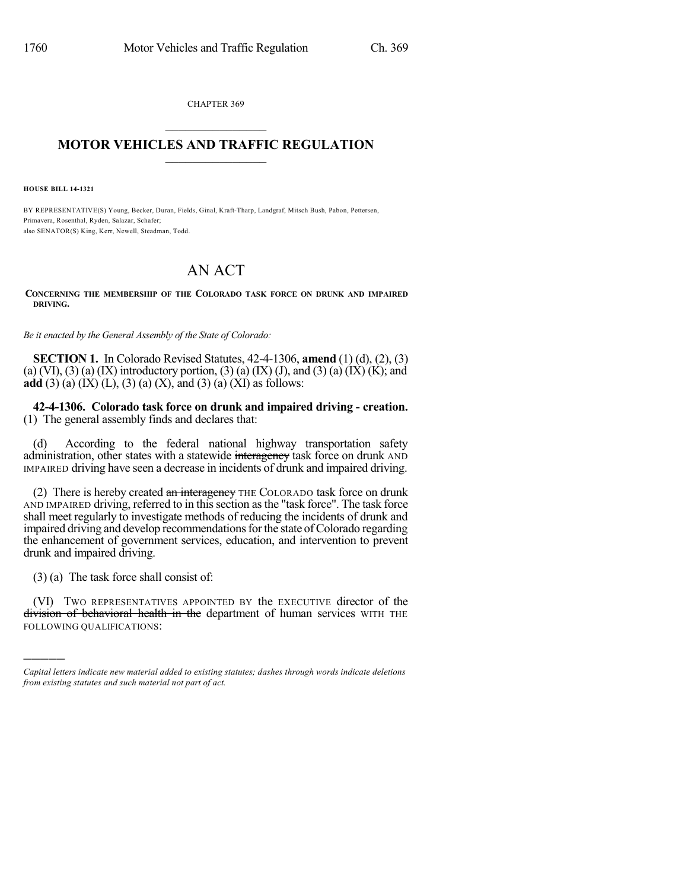CHAPTER 369

## MOTOR VEHICLES AND TRAFFIC REGULATION

**HOUSE BILL 14-1321**

BY REPRESENTATIVE(S) Young, Becker, Duran, Fields, Ginal, Kraft-Tharp, Landgraf, Mitsch Bush, Pabon, Pettersen, Primavera, Rosenthal, Ryden, Salazar, Schafer;
also SENATOR(S) King, Kerr, Newell, Steadman, Todd.

# AN ACT

**CONCERNING THE MEMBERSHIP OF THE COLORADO TASK FORCE ON DRUNK AND IMPAIRED DRIVING.**

*Be it enacted by the General Assembly of the State of Colorado:*

**SECTION 1.** In Colorado Revised Statutes, 42-4-1306, **amend** (1) (d), (2), (3) (a) (VI), (3) (a) (IX) introductory portion, (3) (a) (IX) (J), and (3) (a) (IX) (K); and **add** (3) (a) (IX) (L), (3) (a) (X), and (3) (a) (XI) as follows:

**42-4-1306. Colorado task force on drunk and impaired driving - creation.** (1) The general assembly finds and declares that:

(d) According to the federal national highway transportation safety administration, other states with a statewide ~~interagency~~ task force on drunk AND IMPAIRED driving have seen a decrease in incidents of drunk and impaired driving.

(2) There is hereby created ~~an interagency~~ THE COLORADO task force on drunk AND IMPAIRED driving, referred to in this section as the "task force". The task force shall meet regularly to investigate methods of reducing the incidents of drunk and impaired driving and develop recommendations for the state of Colorado regarding the enhancement of government services, education, and intervention to prevent drunk and impaired driving.

(3) (a) The task force shall consist of:

(VI) TWO REPRESENTATIVES APPOINTED BY the EXECUTIVE director of the ~~division of behavioral health in the~~ department of human services WITH THE FOLLOWING QUALIFICATIONS:

---

*Capital letters indicate new material added to existing statutes; dashes through words indicate deletions from existing statutes and such material not part of act.*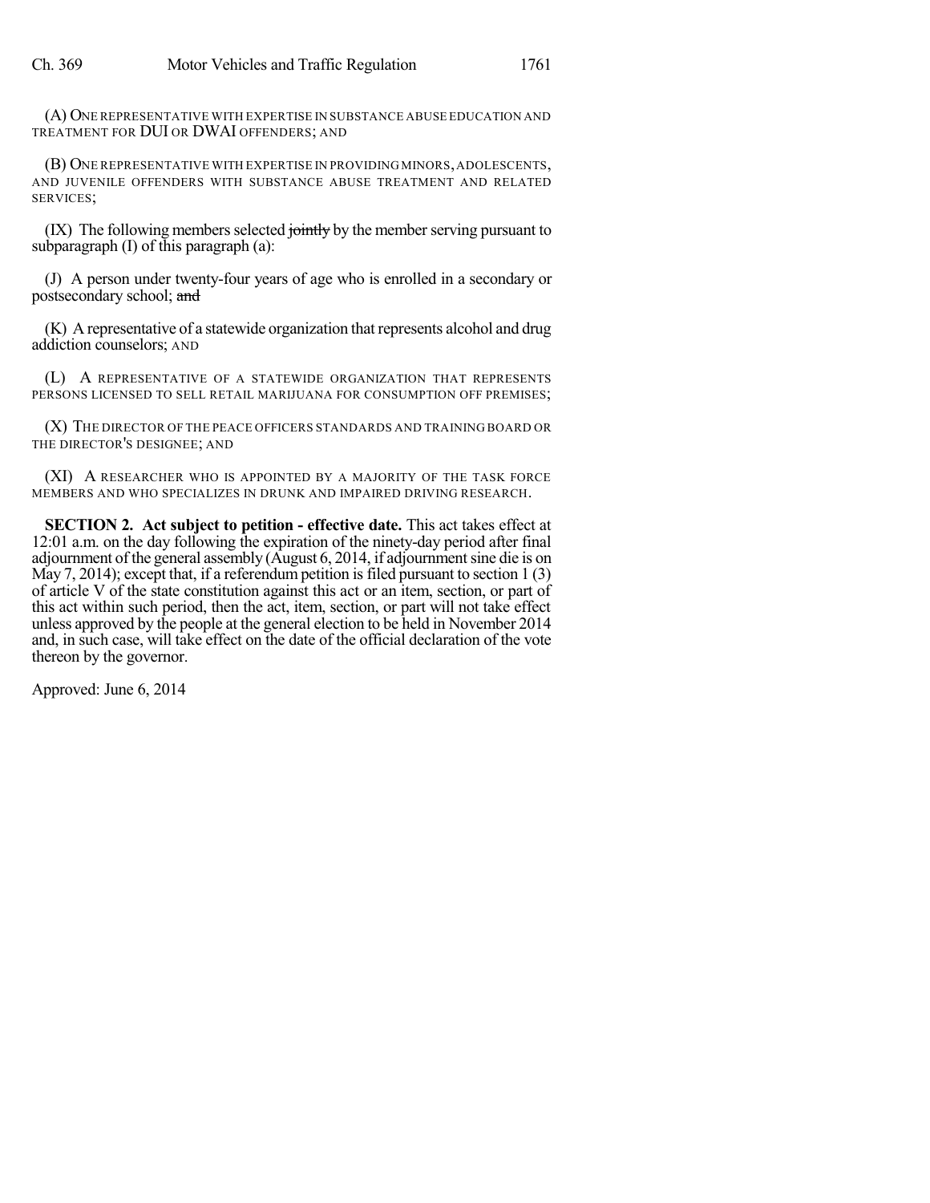(A) ONE REPRESENTATIVE WITH EXPERTISE IN SUBSTANCE ABUSE EDUCATION AND TREATMENT FOR DUI OR DWAI OFFENDERS; AND

(B) ONE REPRESENTATIVE WITH EXPERTISE IN PROVIDING MINORS, ADOLESCENTS, AND JUVENILE OFFENDERS WITH SUBSTANCE ABUSE TREATMENT AND RELATED SERVICES;

(IX) The following members selected ~~jointly~~ by the member serving pursuant to subparagraph (I) of this paragraph (a):

(J) A person under twenty-four years of age who is enrolled in a secondary or postsecondary school; ~~and~~

(K) A representative of a statewide organization that represents alcohol and drug addiction counselors; AND

(L) A REPRESENTATIVE OF A STATEWIDE ORGANIZATION THAT REPRESENTS PERSONS LICENSED TO SELL RETAIL MARIJUANA FOR CONSUMPTION OFF PREMISES;

(X) THE DIRECTOR OF THE PEACE OFFICERS STANDARDS AND TRAINING BOARD OR THE DIRECTOR'S DESIGNEE; AND

(XI) A RESEARCHER WHO IS APPOINTED BY A MAJORITY OF THE TASK FORCE MEMBERS AND WHO SPECIALIZES IN DRUNK AND IMPAIRED DRIVING RESEARCH.

**SECTION 2. Act subject to petition - effective date.** This act takes effect at 12:01 a.m. on the day following the expiration of the ninety-day period after final adjournment of the general assembly (August 6, 2014, if adjournment sine die is on May 7, 2014); except that, if a referendum petition is filed pursuant to section 1 (3) of article V of the state constitution against this act or an item, section, or part of this act within such period, then the act, item, section, or part will not take effect unless approved by the people at the general election to be held in November 2014 and, in such case, will take effect on the date of the official declaration of the vote thereon by the governor.

Approved: June 6, 2014